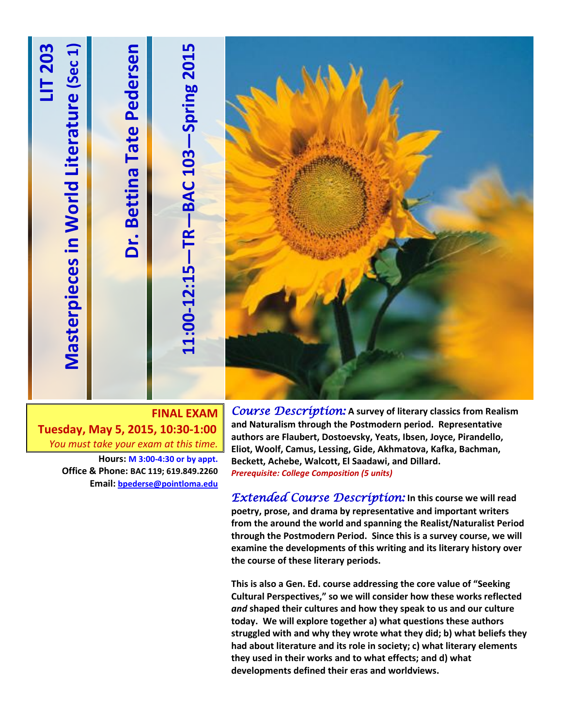# LIT 203

## Masterpieces in World Literature (Sec 1)

## Dr. Bettina Tate Pedersen

## 11:00-12:15—TR—BAC 103—Spring 2015

**FINAL EXAM**
**Tuesday, May 5, 2015, 10:30-1:00**
*You must take your exam at this time.*

**Hours:** M 3:00-4:30 or by appt.
**Office & Phone:** BAC 119; 619.849.2260
**Email:** bpederse@pointloma.edu

*Course Description:* **A survey of literary classics from Realism and Naturalism through the Postmodern period. Representative authors are Flaubert, Dostoevsky, Yeats, Ibsen, Joyce, Pirandello, Eliot, Woolf, Camus, Lessing, Gide, Akhmatova, Kafka, Bachman, Beckett, Achebe, Walcott, El Saadawi, and Dillard.**
***Prerequisite: College Composition (5 units)***

*Extended Course Description:* **In this course we will read poetry, prose, and drama by representative and important writers from the around the world and spanning the Realist/Naturalist Period through the Postmodern Period. Since this is a survey course, we will examine the developments of this writing and its literary history over the course of these literary periods.**

**This is also a Gen. Ed. course addressing the core value of "Seeking Cultural Perspectives," so we will consider how these works reflected *and* shaped their cultures and how they speak to us and our culture today. We will explore together a) what questions these authors struggled with and why they wrote what they did; b) what beliefs they had about literature and its role in society; c) what literary elements they used in their works and to what effects; and d) what developments defined their eras and worldviews.**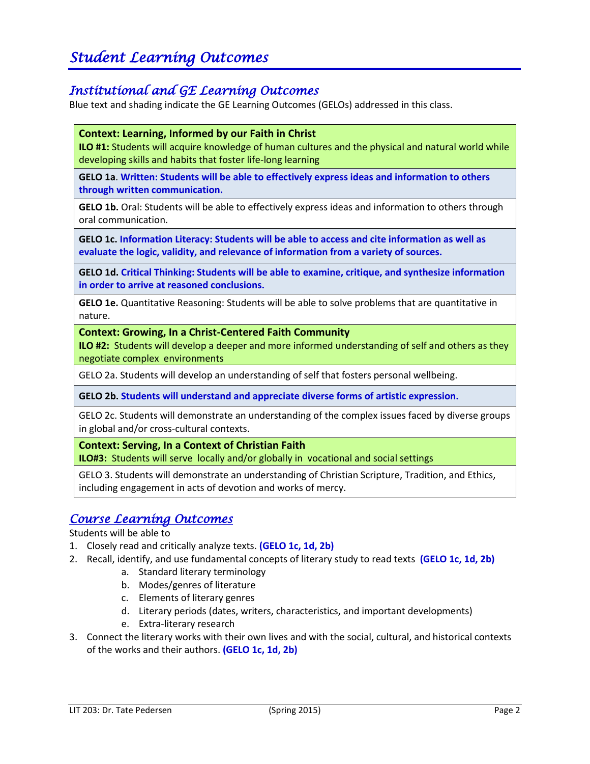# *Student Learning Outcomes*

## *Institutional and GE Learning Outcomes*

Blue text and shading indicate the GE Learning Outcomes (GELOs) addressed in this class.

| |
|---|
| **Context: Learning, Informed by our Faith in Christ**<br>**ILO #1:** Students will acquire knowledge of human cultures and the physical and natural world while developing skills and habits that foster life-long learning |
| **GELO 1a**. **Written: Students will be able to effectively express ideas and information to others through written communication.** |
| **GELO 1b.** Oral: Students will be able to effectively express ideas and information to others through oral communication. |
| **GELO 1c. Information Literacy: Students will be able to access and cite information as well as evaluate the logic, validity, and relevance of information from a variety of sources.** |
| **GELO 1d. Critical Thinking: Students will be able to examine, critique, and synthesize information in order to arrive at reasoned conclusions.** |
| **GELO 1e.** Quantitative Reasoning: Students will be able to solve problems that are quantitative in nature. |
| **Context: Growing, In a Christ-Centered Faith Community**<br>**ILO #2:** Students will develop a deeper and more informed understanding of self and others as they negotiate complex environments |
| GELO 2a. Students will develop an understanding of self that fosters personal wellbeing. |
| **GELO 2b. Students will understand and appreciate diverse forms of artistic expression.** |
| GELO 2c. Students will demonstrate an understanding of the complex issues faced by diverse groups in global and/or cross-cultural contexts. |
| **Context: Serving, In a Context of Christian Faith**<br>**ILO#3:** Students will serve locally and/or globally in vocational and social settings |
| GELO 3. Students will demonstrate an understanding of Christian Scripture, Tradition, and Ethics, including engagement in acts of devotion and works of mercy. |

## *Course Learning Outcomes*

Students will be able to

1. Closely read and critically analyze texts. **(GELO 1c, 1d, 2b)**
2. Recall, identify, and use fundamental concepts of literary study to read texts **(GELO 1c, 1d, 2b)**
    a. Standard literary terminology
    b. Modes/genres of literature
    c. Elements of literary genres
    d. Literary periods (dates, writers, characteristics, and important developments)
    e. Extra-literary research
3. Connect the literary works with their own lives and with the social, cultural, and historical contexts of the works and their authors. **(GELO 1c, 1d, 2b)**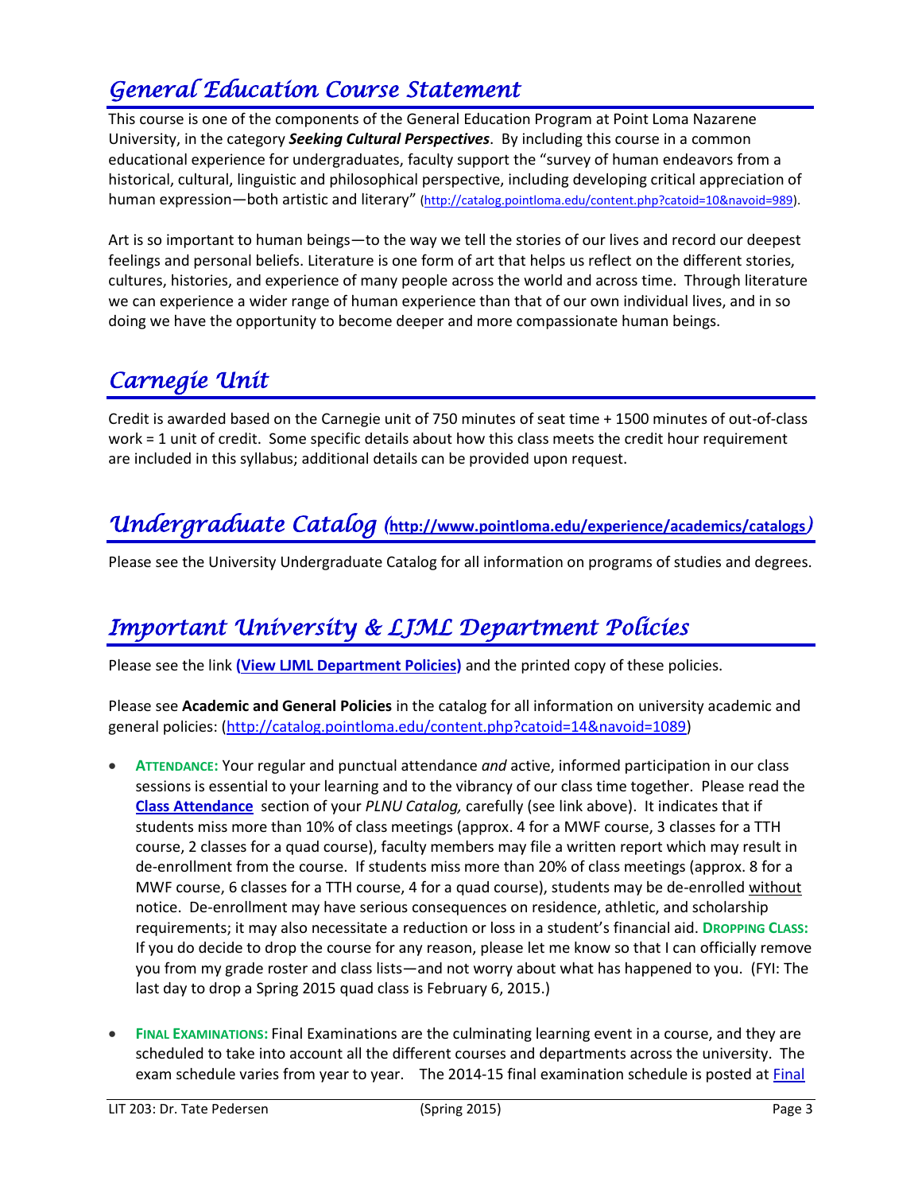## General Education Course Statement

This course is one of the components of the General Education Program at Point Loma Nazarene University, in the category ***Seeking Cultural Perspectives***. By including this course in a common educational experience for undergraduates, faculty support the "survey of human endeavors from a historical, cultural, linguistic and philosophical perspective, including developing critical appreciation of human expression—both artistic and literary" (http://catalog.pointloma.edu/content.php?catoid=10&navoid=989).

Art is so important to human beings—to the way we tell the stories of our lives and record our deepest feelings and personal beliefs. Literature is one form of art that helps us reflect on the different stories, cultures, histories, and experience of many people across the world and across time. Through literature we can experience a wider range of human experience than that of our own individual lives, and in so doing we have the opportunity to become deeper and more compassionate human beings.

## Carnegie Unit

Credit is awarded based on the Carnegie unit of 750 minutes of seat time + 1500 minutes of out-of-class work = 1 unit of credit. Some specific details about how this class meets the credit hour requirement are included in this syllabus; additional details can be provided upon request.

## Undergraduate Catalog (**http://www.pointloma.edu/experience/academics/catalogs**)

Please see the University Undergraduate Catalog for all information on programs of studies and degrees.

## Important University & LJML Department Policies

Please see the link **(View LJML Department Policies)** and the printed copy of these policies.

Please see **Academic and General Policies** in the catalog for all information on university academic and general policies: (http://catalog.pointloma.edu/content.php?catoid=14&navoid=1089)

- **ATTENDANCE:** Your regular and punctual attendance *and* active, informed participation in our class sessions is essential to your learning and to the vibrancy of our class time together. Please read the **Class Attendance** section of your *PLNU Catalog,* carefully (see link above). It indicates that if students miss more than 10% of class meetings (approx. 4 for a MWF course, 3 classes for a TTH course, 2 classes for a quad course), faculty members may file a written report which may result in de-enrollment from the course. If students miss more than 20% of class meetings (approx. 8 for a MWF course, 6 classes for a TTH course, 4 for a quad course), students may be de-enrolled without notice. De-enrollment may have serious consequences on residence, athletic, and scholarship requirements; it may also necessitate a reduction or loss in a student's financial aid. **DROPPING CLASS:** If you do decide to drop the course for any reason, please let me know so that I can officially remove you from my grade roster and class lists—and not worry about what has happened to you. (FYI: The last day to drop a Spring 2015 quad class is February 6, 2015.)

- **FINAL EXAMINATIONS:** Final Examinations are the culminating learning event in a course, and they are scheduled to take into account all the different courses and departments across the university. The exam schedule varies from year to year. The 2014-15 final examination schedule is posted at Final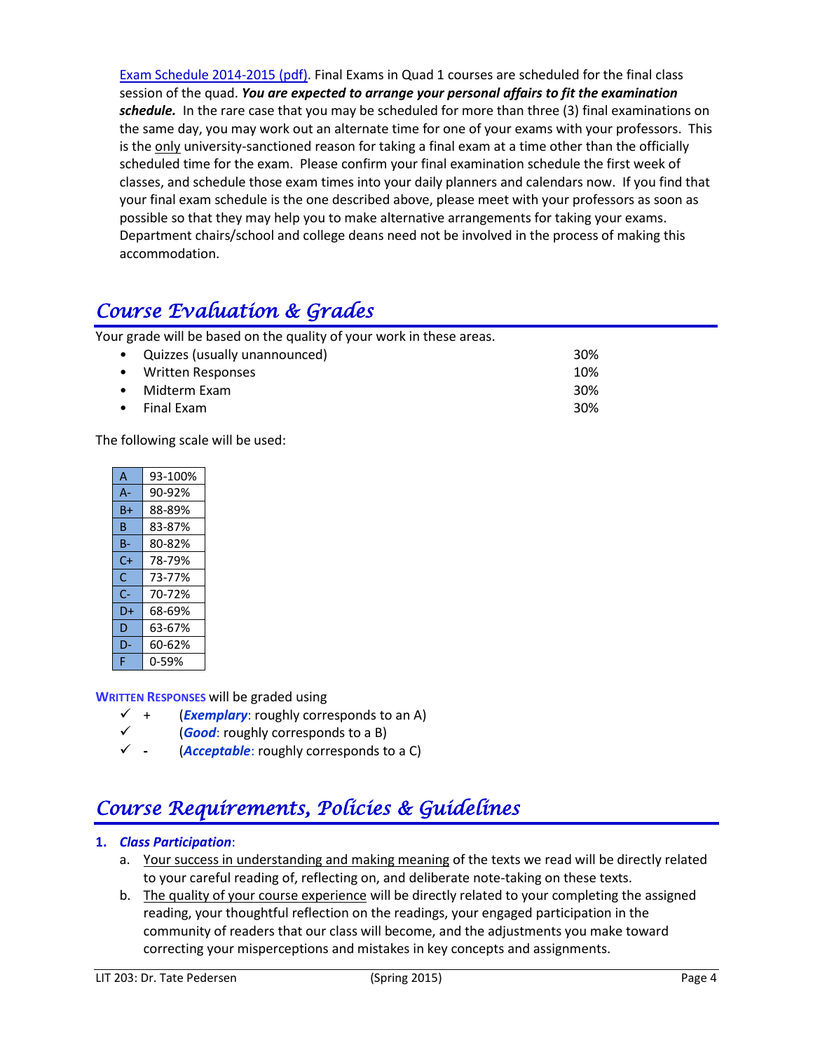Exam Schedule 2014-2015 (pdf). Final Exams in Quad 1 courses are scheduled for the final class session of the quad. ***You are expected to arrange your personal affairs to fit the examination schedule.*** In the rare case that you may be scheduled for more than three (3) final examinations on the same day, you may work out an alternate time for one of your exams with your professors. This is the only university-sanctioned reason for taking a final exam at a time other than the officially scheduled time for the exam. Please confirm your final examination schedule the first week of classes, and schedule those exam times into your daily planners and calendars now. If you find that your final exam schedule is the one described above, please meet with your professors as soon as possible so that they may help you to make alternative arrangements for taking your exams. Department chairs/school and college deans need not be involved in the process of making this accommodation.

# *Course Evaluation & Grades*

Your grade will be based on the quality of your work in these areas.

- Quizzes (usually unannounced) 30%
- Written Responses 10%
- Midterm Exam 30%
- Final Exam 30%

The following scale will be used:

| Grade | Range |
|---|---|
| A | 93-100% |
| A- | 90-92% |
| B+ | 88-89% |
| B | 83-87% |
| B- | 80-82% |
| C+ | 78-79% |
| C | 73-77% |
| C- | 70-72% |
| D+ | 68-69% |
| D | 63-67% |
| D- | 60-62% |
| F | 0-59% |

**WRITTEN RESPONSES** will be graded using

- ✓ + (***Exemplary***: roughly corresponds to an A)
- ✓ (***Good***: roughly corresponds to a B)
- ✓ - (***Acceptable***: roughly corresponds to a C)

# *Course Requirements, Policies & Guidelines*

1. ***Class Participation***:
   a. Your success in understanding and making meaning of the texts we read will be directly related to your careful reading of, reflecting on, and deliberate note-taking on these texts.
   b. The quality of your course experience will be directly related to your completing the assigned reading, your thoughtful reflection on the readings, your engaged participation in the community of readers that our class will become, and the adjustments you make toward correcting your misperceptions and mistakes in key concepts and assignments.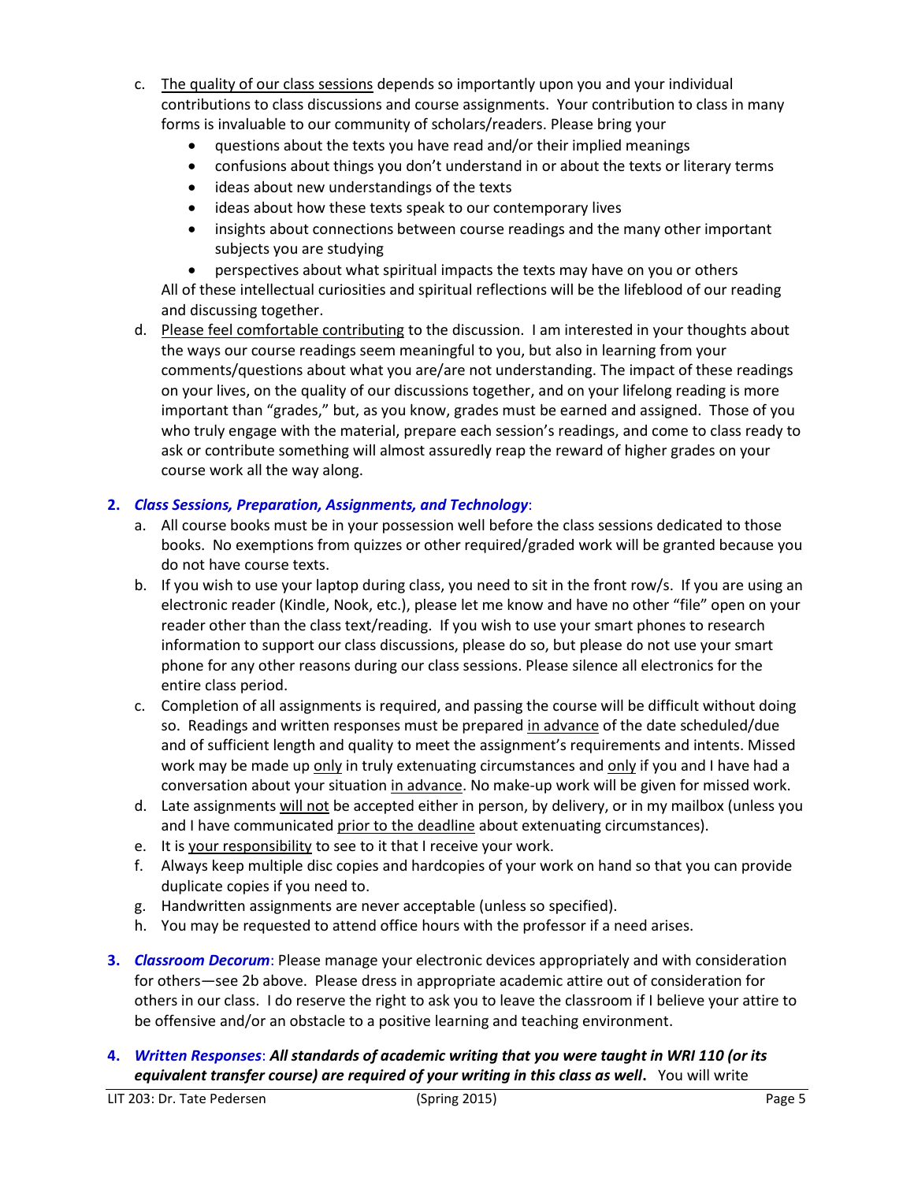c. <u>The quality of our class sessions</u> depends so importantly upon you and your individual contributions to class discussions and course assignments. Your contribution to class in many forms is invaluable to our community of scholars/readers. Please bring your
   - questions about the texts you have read and/or their implied meanings
   - confusions about things you don't understand in or about the texts or literary terms
   - ideas about new understandings of the texts
   - ideas about how these texts speak to our contemporary lives
   - insights about connections between course readings and the many other important subjects you are studying
   - perspectives about what spiritual impacts the texts may have on you or others

   All of these intellectual curiosities and spiritual reflections will be the lifeblood of our reading and discussing together.

d. <u>Please feel comfortable contributing</u> to the discussion. I am interested in your thoughts about the ways our course readings seem meaningful to you, but also in learning from your comments/questions about what you are/are not understanding. The impact of these readings on your lives, on the quality of our discussions together, and on your lifelong reading is more important than "grades," but, as you know, grades must be earned and assigned. Those of you who truly engage with the material, prepare each session's readings, and come to class ready to ask or contribute something will almost assuredly reap the reward of higher grades on your course work all the way along.

**2. *Class Sessions, Preparation, Assignments, and Technology*:**

a. All course books must be in your possession well before the class sessions dedicated to those books. No exemptions from quizzes or other required/graded work will be granted because you do not have course texts.

b. If you wish to use your laptop during class, you need to sit in the front row/s. If you are using an electronic reader (Kindle, Nook, etc.), please let me know and have no other "file" open on your reader other than the class text/reading. If you wish to use your smart phones to research information to support our class discussions, please do so, but please do not use your smart phone for any other reasons during our class sessions. Please silence all electronics for the entire class period.

c. Completion of all assignments is required, and passing the course will be difficult without doing so. Readings and written responses must be prepared <u>in advance</u> of the date scheduled/due and of sufficient length and quality to meet the assignment's requirements and intents. Missed work may be made up <u>only</u> in truly extenuating circumstances and <u>only</u> if you and I have had a conversation about your situation <u>in advance</u>. No make-up work will be given for missed work.

d. Late assignments <u>will not</u> be accepted either in person, by delivery, or in my mailbox (unless you and I have communicated <u>prior to the deadline</u> about extenuating circumstances).

e. It is <u>your responsibility</u> to see to it that I receive your work.

f. Always keep multiple disc copies and hardcopies of your work on hand so that you can provide duplicate copies if you need to.

g. Handwritten assignments are never acceptable (unless so specified).

h. You may be requested to attend office hours with the professor if a need arises.

**3. *Classroom Decorum*:** Please manage your electronic devices appropriately and with consideration for others—see 2b above. Please dress in appropriate academic attire out of consideration for others in our class. I do reserve the right to ask you to leave the classroom if I believe your attire to be offensive and/or an obstacle to a positive learning and teaching environment.

**4. *Written Responses*:** ***All standards of academic writing that you were taught in WRI 110 (or its equivalent transfer course) are required of your writing in this class as well.*** You will write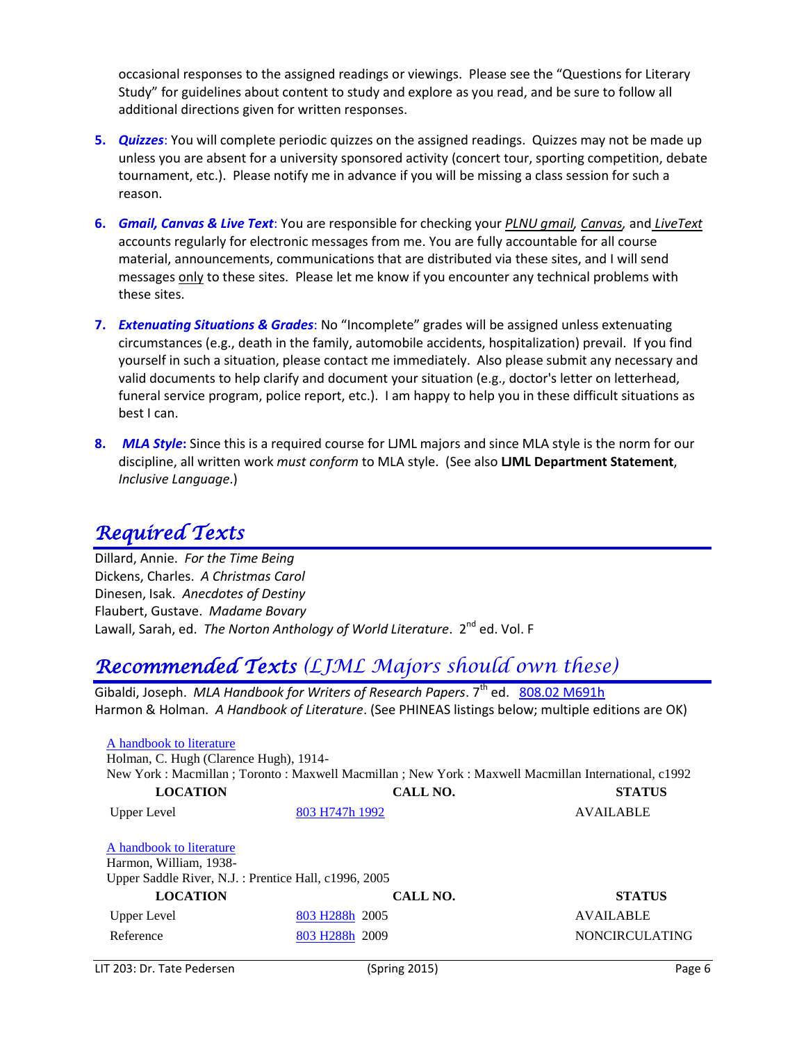occasional responses to the assigned readings or viewings. Please see the "Questions for Literary Study" for guidelines about content to study and explore as you read, and be sure to follow all additional directions given for written responses.

5. ***Quizzes***: You will complete periodic quizzes on the assigned readings. Quizzes may not be made up unless you are absent for a university sponsored activity (concert tour, sporting competition, debate tournament, etc.). Please notify me in advance if you will be missing a class session for such a reason.

6. ***Gmail, Canvas & Live Text***: You are responsible for checking your *PLNU gmail*, *Canvas*, and *LiveText* accounts regularly for electronic messages from me. You are fully accountable for all course material, announcements, communications that are distributed via these sites, and I will send messages only to these sites. Please let me know if you encounter any technical problems with these sites.

7. ***Extenuating Situations & Grades***: No "Incomplete" grades will be assigned unless extenuating circumstances (e.g., death in the family, automobile accidents, hospitalization) prevail. If you find yourself in such a situation, please contact me immediately. Also please submit any necessary and valid documents to help clarify and document your situation (e.g., doctor's letter on letterhead, funeral service program, police report, etc.). I am happy to help you in these difficult situations as best I can.

8. ***MLA Style*:** Since this is a required course for LJML majors and since MLA style is the norm for our discipline, all written work *must conform* to MLA style. (See also **LJML Department Statement**, *Inclusive Language*.)

# *Required Texts*

Dillard, Annie. *For the Time Being*
Dickens, Charles. *A Christmas Carol*
Dinesen, Isak. *Anecdotes of Destiny*
Flaubert, Gustave. *Madame Bovary*
Lawall, Sarah, ed. *The Norton Anthology of World Literature*. 2nd ed. Vol. F

# *Recommended Texts (LJML Majors should own these)*

Gibaldi, Joseph. *MLA Handbook for Writers of Research Papers*. 7th ed. 808.02 M691h
Harmon & Holman. *A Handbook of Literature*. (See PHINEAS listings below; multiple editions are OK)

A handbook to literature
Holman, C. Hugh (Clarence Hugh), 1914-
New York : Macmillan ; Toronto : Maxwell Macmillan ; New York : Maxwell Macmillan International, c1992

| LOCATION | CALL NO. | STATUS |
|---|---|---|
| Upper Level | 803 H747h 1992 | AVAILABLE |

A handbook to literature
Harmon, William, 1938-
Upper Saddle River, N.J. : Prentice Hall, c1996, 2005

| LOCATION | CALL NO. | STATUS |
|---|---|---|
| Upper Level | 803 H288h 2005 | AVAILABLE |
| Reference | 803 H288h 2009 | NONCIRCULATING |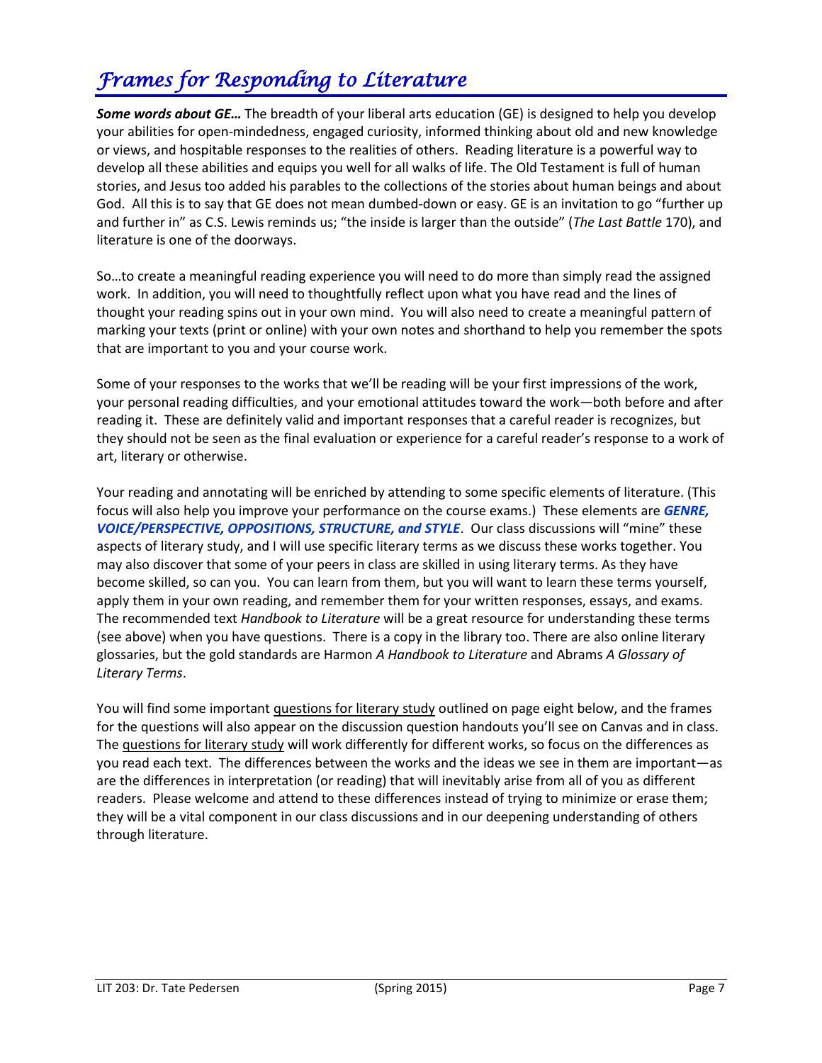# *Frames for Responding to Literature*

***Some words about GE…*** The breadth of your liberal arts education (GE) is designed to help you develop your abilities for open-mindedness, engaged curiosity, informed thinking about old and new knowledge or views, and hospitable responses to the realities of others. Reading literature is a powerful way to develop all these abilities and equips you well for all walks of life. The Old Testament is full of human stories, and Jesus too added his parables to the collections of the stories about human beings and about God. All this is to say that GE does not mean dumbed-down or easy. GE is an invitation to go "further up and further in" as C.S. Lewis reminds us; "the inside is larger than the outside" (*The Last Battle* 170), and literature is one of the doorways.

So…to create a meaningful reading experience you will need to do more than simply read the assigned work. In addition, you will need to thoughtfully reflect upon what you have read and the lines of thought your reading spins out in your own mind. You will also need to create a meaningful pattern of marking your texts (print or online) with your own notes and shorthand to help you remember the spots that are important to you and your course work.

Some of your responses to the works that we'll be reading will be your first impressions of the work, your personal reading difficulties, and your emotional attitudes toward the work—both before and after reading it. These are definitely valid and important responses that a careful reader is recognizes, but they should not be seen as the final evaluation or experience for a careful reader's response to a work of art, literary or otherwise.

Your reading and annotating will be enriched by attending to some specific elements of literature. (This focus will also help you improve your performance on the course exams.) These elements are ***GENRE, VOICE/PERSPECTIVE, OPPOSITIONS, STRUCTURE, and STYLE***. Our class discussions will "mine" these aspects of literary study, and I will use specific literary terms as we discuss these works together. You may also discover that some of your peers in class are skilled in using literary terms. As they have become skilled, so can you. You can learn from them, but you will want to learn these terms yourself, apply them in your own reading, and remember them for your written responses, essays, and exams. The recommended text *Handbook to Literature* will be a great resource for understanding these terms (see above) when you have questions. There is a copy in the library too. There are also online literary glossaries, but the gold standards are Harmon *A Handbook to Literature* and Abrams *A Glossary of Literary Terms*.

You will find some important questions for literary study outlined on page eight below, and the frames for the questions will also appear on the discussion question handouts you'll see on Canvas and in class. The questions for literary study will work differently for different works, so focus on the differences as you read each text. The differences between the works and the ideas we see in them are important—as are the differences in interpretation (or reading) that will inevitably arise from all of you as different readers. Please welcome and attend to these differences instead of trying to minimize or erase them; they will be a vital component in our class discussions and in our deepening understanding of others through literature.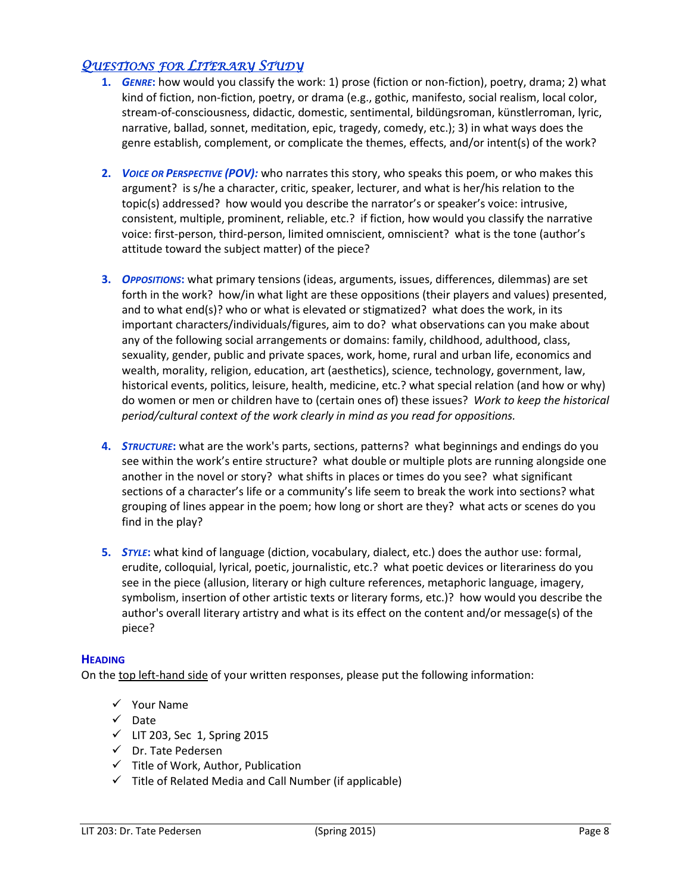## *Questions for Literary Study*

1. ***Genre*:** how would you classify the work: 1) prose (fiction or non-fiction), poetry, drama; 2) what kind of fiction, non-fiction, poetry, or drama (e.g., gothic, manifesto, social realism, local color, stream-of-consciousness, didactic, domestic, sentimental, bildüngsroman, künstlerroman, lyric, narrative, ballad, sonnet, meditation, epic, tragedy, comedy, etc.); 3) in what ways does the genre establish, complement, or complicate the themes, effects, and/or intent(s) of the work?

2. ***Voice or Perspective (POV):*** who narrates this story, who speaks this poem, or who makes this argument? is s/he a character, critic, speaker, lecturer, and what is her/his relation to the topic(s) addressed? how would you describe the narrator's or speaker's voice: intrusive, consistent, multiple, prominent, reliable, etc.? if fiction, how would you classify the narrative voice: first-person, third-person, limited omniscient, omniscient? what is the tone (author's attitude toward the subject matter) of the piece?

3. ***Oppositions*:** what primary tensions (ideas, arguments, issues, differences, dilemmas) are set forth in the work? how/in what light are these oppositions (their players and values) presented, and to what end(s)? who or what is elevated or stigmatized? what does the work, in its important characters/individuals/figures, aim to do? what observations can you make about any of the following social arrangements or domains: family, childhood, adulthood, class, sexuality, gender, public and private spaces, work, home, rural and urban life, economics and wealth, morality, religion, education, art (aesthetics), science, technology, government, law, historical events, politics, leisure, health, medicine, etc.? what special relation (and how or why) do women or men or children have to (certain ones of) these issues? *Work to keep the historical period/cultural context of the work clearly in mind as you read for oppositions.*

4. ***Structure*:** what are the work's parts, sections, patterns? what beginnings and endings do you see within the work's entire structure? what double or multiple plots are running alongside one another in the novel or story? what shifts in places or times do you see? what significant sections of a character's life or a community's life seem to break the work into sections? what grouping of lines appear in the poem; how long or short are they? what acts or scenes do you find in the play?

5. ***Style*:** what kind of language (diction, vocabulary, dialect, etc.) does the author use: formal, erudite, colloquial, lyrical, poetic, journalistic, etc.? what poetic devices or literariness do you see in the piece (allusion, literary or high culture references, metaphoric language, imagery, symbolism, insertion of other artistic texts or literary forms, etc.)? how would you describe the author's overall literary artistry and what is its effect on the content and/or message(s) of the piece?

### Heading

On the top left-hand side of your written responses, please put the following information:

- ✓ Your Name
- ✓ Date
- ✓ LIT 203, Sec 1, Spring 2015
- ✓ Dr. Tate Pedersen
- ✓ Title of Work, Author, Publication
- ✓ Title of Related Media and Call Number (if applicable)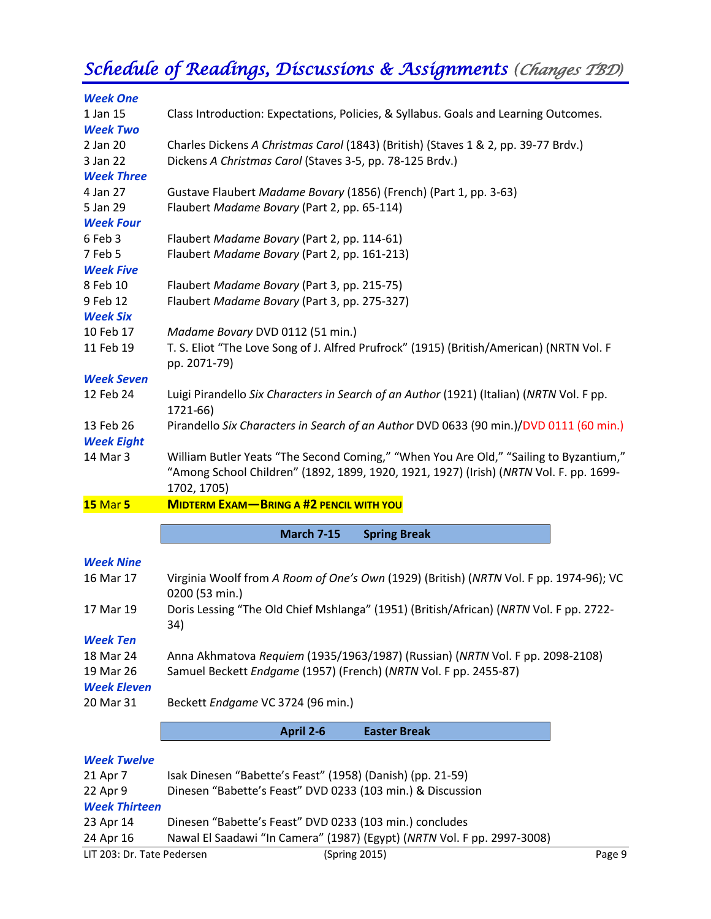## *Schedule of Readings, Discussions & Assignments (Changes TBD)*

| | |
|---|---|
| ***Week One*** | |
| 1 Jan 15 | Class Introduction: Expectations, Policies, & Syllabus. Goals and Learning Outcomes. |
| ***Week Two*** | |
| 2 Jan 20 | Charles Dickens *A Christmas Carol* (1843) (British) (Staves 1 & 2, pp. 39-77 Brdv.) |
| 3 Jan 22 | Dickens *A Christmas Carol* (Staves 3-5, pp. 78-125 Brdv.) |
| ***Week Three*** | |
| 4 Jan 27 | Gustave Flaubert *Madame Bovary* (1856) (French) (Part 1, pp. 3-63) |
| 5 Jan 29 | Flaubert *Madame Bovary* (Part 2, pp. 65-114) |
| ***Week Four*** | |
| 6 Feb 3 | Flaubert *Madame Bovary* (Part 2, pp. 114-61) |
| 7 Feb 5 | Flaubert *Madame Bovary* (Part 2, pp. 161-213) |
| ***Week Five*** | |
| 8 Feb 10 | Flaubert *Madame Bovary* (Part 3, pp. 215-75) |
| 9 Feb 12 | Flaubert *Madame Bovary* (Part 3, pp. 275-327) |
| ***Week Six*** | |
| 10 Feb 17 | *Madame Bovary* DVD 0112 (51 min.) |
| 11 Feb 19 | T. S. Eliot "The Love Song of J. Alfred Prufrock" (1915) (British/American) (NRTN Vol. F pp. 2071-79) |
| ***Week Seven*** | |
| 12 Feb 24 | Luigi Pirandello *Six Characters in Search of an Author* (1921) (Italian) (*NRTN* Vol. F pp. 1721-66) |
| 13 Feb 26 | Pirandello *Six Characters in Search of an Author* DVD 0633 (90 min.)/DVD 0111 (60 min.) |
| ***Week Eight*** | |
| 14 Mar 3 | William Butler Yeats "The Second Coming," "When You Are Old," "Sailing to Byzantium," "Among School Children" (1892, 1899, 1920, 1921, 1927) (Irish) (*NRTN* Vol. F. pp. 1699-1702, 1705) |
| **15** Mar **5** | **MIDTERM EXAM—BRING A #2 PENCIL WITH YOU** |
| | **March 7-15 Spring Break** |
| ***Week Nine*** | |
| 16 Mar 17 | Virginia Woolf from *A Room of One's Own* (1929) (British) (*NRTN* Vol. F pp. 1974-96); VC 0200 (53 min.) |
| 17 Mar 19 | Doris Lessing "The Old Chief Mshlanga" (1951) (British/African) (*NRTN* Vol. F pp. 2722-34) |
| ***Week Ten*** | |
| 18 Mar 24 | Anna Akhmatova *Requiem* (1935/1963/1987) (Russian) (*NRTN* Vol. F pp. 2098-2108) |
| 19 Mar 26 | Samuel Beckett *Endgame* (1957) (French) (*NRTN* Vol. F pp. 2455-87) |
| ***Week Eleven*** | |
| 20 Mar 31 | Beckett *Endgame* VC 3724 (96 min.) |
| | **April 2-6 Easter Break** |
| ***Week Twelve*** | |
| 21 Apr 7 | Isak Dinesen "Babette's Feast" (1958) (Danish) (pp. 21-59) |
| 22 Apr 9 | Dinesen "Babette's Feast" DVD 0233 (103 min.) & Discussion |
| ***Week Thirteen*** | |
| 23 Apr 14 | Dinesen "Babette's Feast" DVD 0233 (103 min.) concludes |
| 24 Apr 16 | Nawal El Saadawi "In Camera" (1987) (Egypt) (*NRTN* Vol. F pp. 2997-3008) |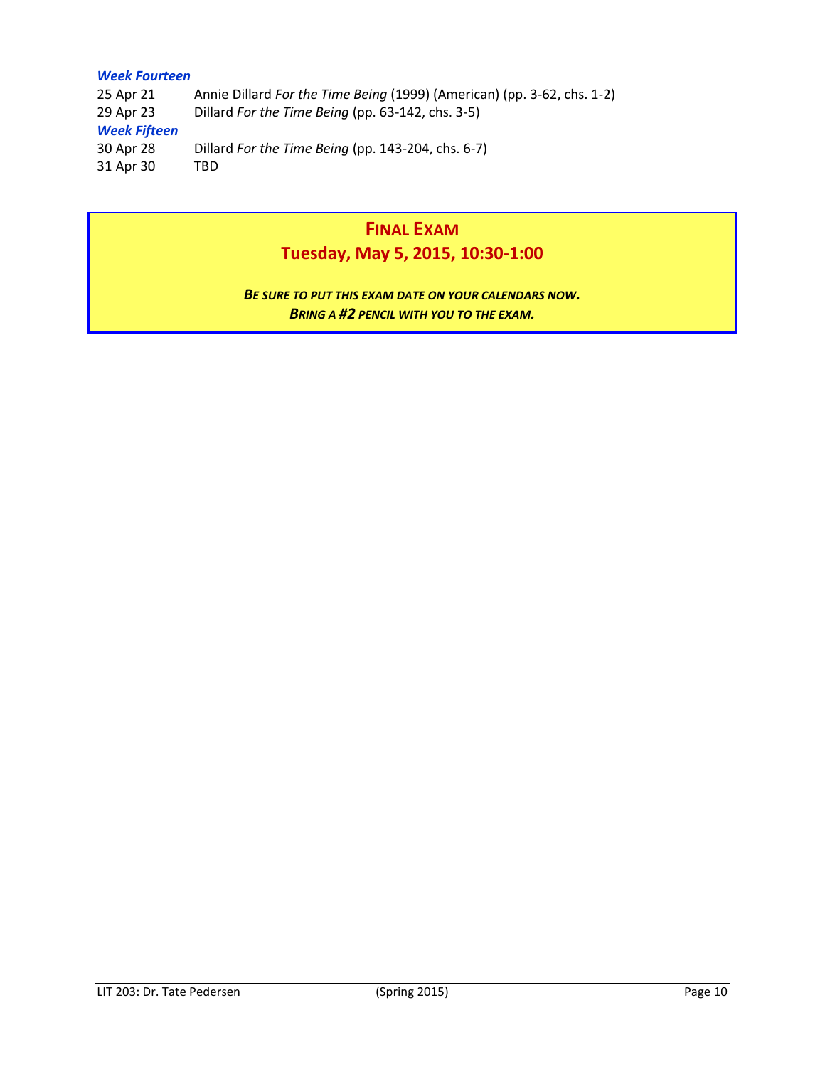***Week Fourteen***

| | | |
|---|---|---|
| 25 | Apr 21 | Annie Dillard *For the Time Being* (1999) (American) (pp. 3-62, chs. 1-2) |
| 29 | Apr 23 | Dillard *For the Time Being* (pp. 63-142, chs. 3-5) |

***Week Fifteen***

| | | |
|---|---|---|
| 30 | Apr 28 | Dillard *For the Time Being* (pp. 143-204, chs. 6-7) |
| 31 | Apr 30 | TBD |

## **FINAL EXAM**
## **Tuesday, May 5, 2015, 10:30-1:00**

***BE SURE TO PUT THIS EXAM DATE ON YOUR CALENDARS NOW.***
***BRING A #2 PENCIL WITH YOU TO THE EXAM.***